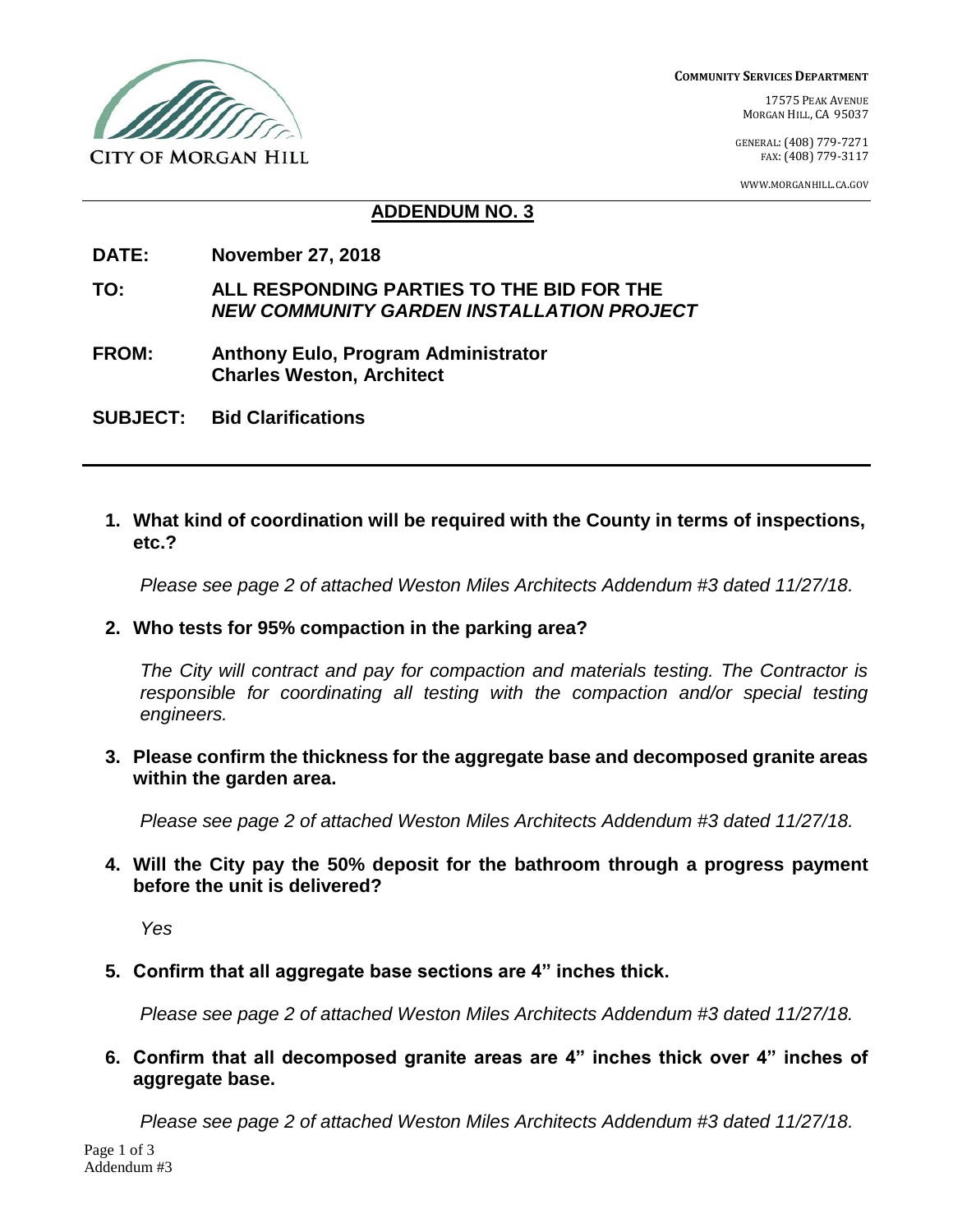CITY OF MORGAN HILL

**COMMUNITY SERVICES DEPARTMENT**

17575 PEAK AVENUE
MORGAN HILL, CA 95037

GENERAL: (408) 779-7271
FAX: (408) 779-3117

WWW.MORGANHILL.CA.GOV

## ADDENDUM NO. 3

**DATE:** **November 27, 2018**

**TO:** **ALL RESPONDING PARTIES TO THE BID FOR THE *NEW COMMUNITY GARDEN INSTALLATION PROJECT***

**FROM:** **Anthony Eulo, Program Administrator**
**Charles Weston, Architect**

**SUBJECT:** **Bid Clarifications**

1. **What kind of coordination will be required with the County in terms of inspections, etc.?**

   *Please see page 2 of attached Weston Miles Architects Addendum #3 dated 11/27/18.*

2. **Who tests for 95% compaction in the parking area?**

   *The City will contract and pay for compaction and materials testing. The Contractor is responsible for coordinating all testing with the compaction and/or special testing engineers.*

3. **Please confirm the thickness for the aggregate base and decomposed granite areas within the garden area.**

   *Please see page 2 of attached Weston Miles Architects Addendum #3 dated 11/27/18.*

4. **Will the City pay the 50% deposit for the bathroom through a progress payment before the unit is delivered?**

   *Yes*

5. **Confirm that all aggregate base sections are 4" inches thick.**

   *Please see page 2 of attached Weston Miles Architects Addendum #3 dated 11/27/18.*

6. **Confirm that all decomposed granite areas are 4" inches thick over 4" inches of aggregate base.**

   *Please see page 2 of attached Weston Miles Architects Addendum #3 dated 11/27/18.*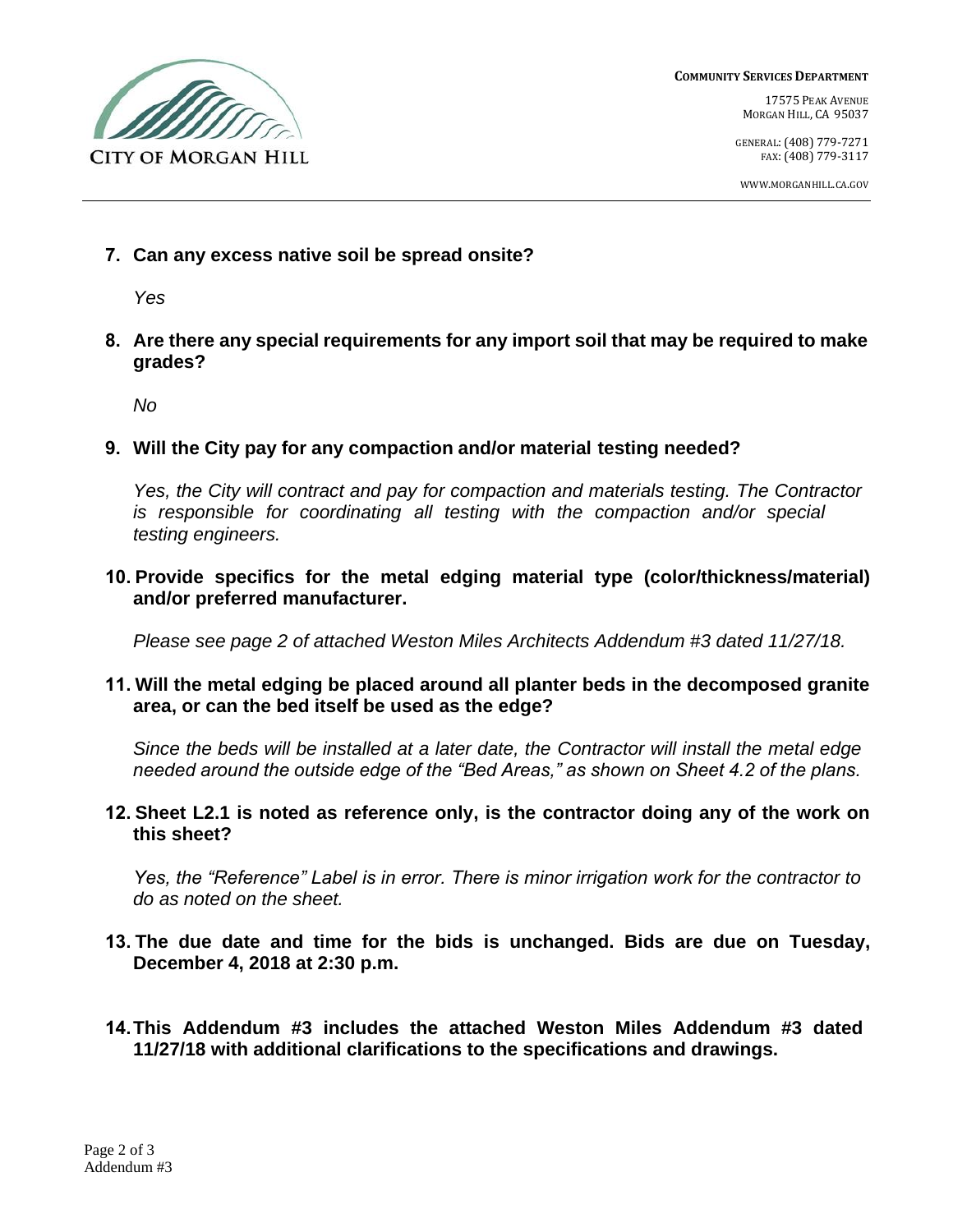**7. Can any excess native soil be spread onsite?**

*Yes*

**8. Are there any special requirements for any import soil that may be required to make grades?**

*No*

**9. Will the City pay for any compaction and/or material testing needed?**

*Yes, the City will contract and pay for compaction and materials testing. The Contractor is responsible for coordinating all testing with the compaction and/or special testing engineers.*

**10. Provide specifics for the metal edging material type (color/thickness/material) and/or preferred manufacturer.**

*Please see page 2 of attached Weston Miles Architects Addendum #3 dated 11/27/18.*

**11. Will the metal edging be placed around all planter beds in the decomposed granite area, or can the bed itself be used as the edge?**

*Since the beds will be installed at a later date, the Contractor will install the metal edge needed around the outside edge of the "Bed Areas," as shown on Sheet 4.2 of the plans.*

**12. Sheet L2.1 is noted as reference only, is the contractor doing any of the work on this sheet?**

*Yes, the "Reference" Label is in error. There is minor irrigation work for the contractor to do as noted on the sheet.*

**13. The due date and time for the bids is unchanged. Bids are due on Tuesday, December 4, 2018 at 2:30 p.m.**

**14. This Addendum #3 includes the attached Weston Miles Addendum #3 dated 11/27/18 with additional clarifications to the specifications and drawings.**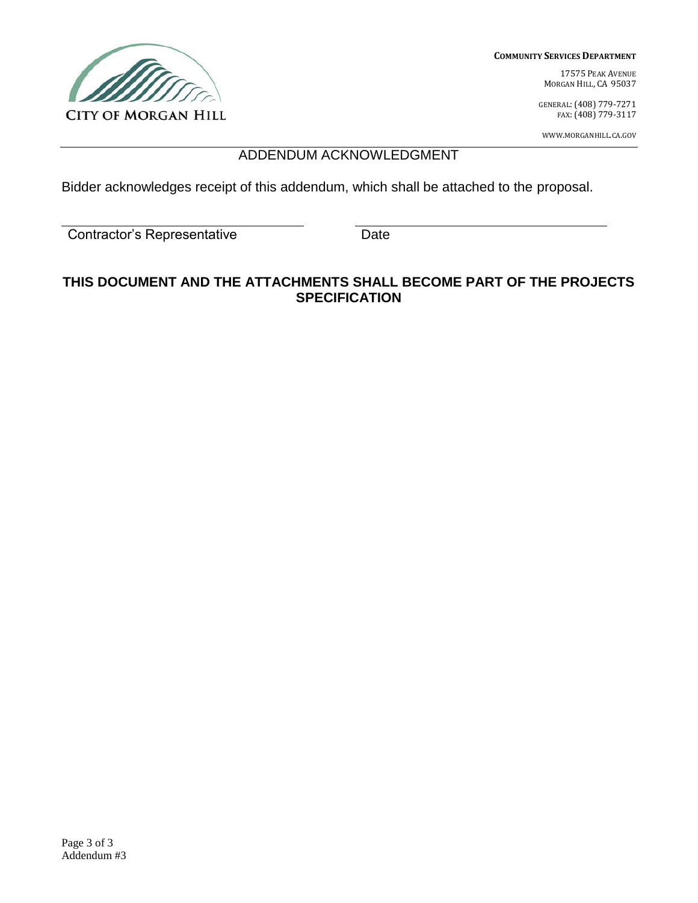**CITY OF MORGAN HILL**

**COMMUNITY SERVICES DEPARTMENT**

17575 PEAK AVENUE
MORGAN HILL, CA 95037

GENERAL: (408) 779-7271
FAX: (408) 779-3117

WWW.MORGANHILL.CA.GOV

## ADDENDUM ACKNOWLEDGMENT

Bidder acknowledges receipt of this addendum, which shall be attached to the proposal.

| ______________________________ | ______________________________ |
| --- | --- |
| Contractor's Representative | Date |

**THIS DOCUMENT AND THE ATTACHMENTS SHALL BECOME PART OF THE PROJECTS SPECIFICATION**

Addendum #3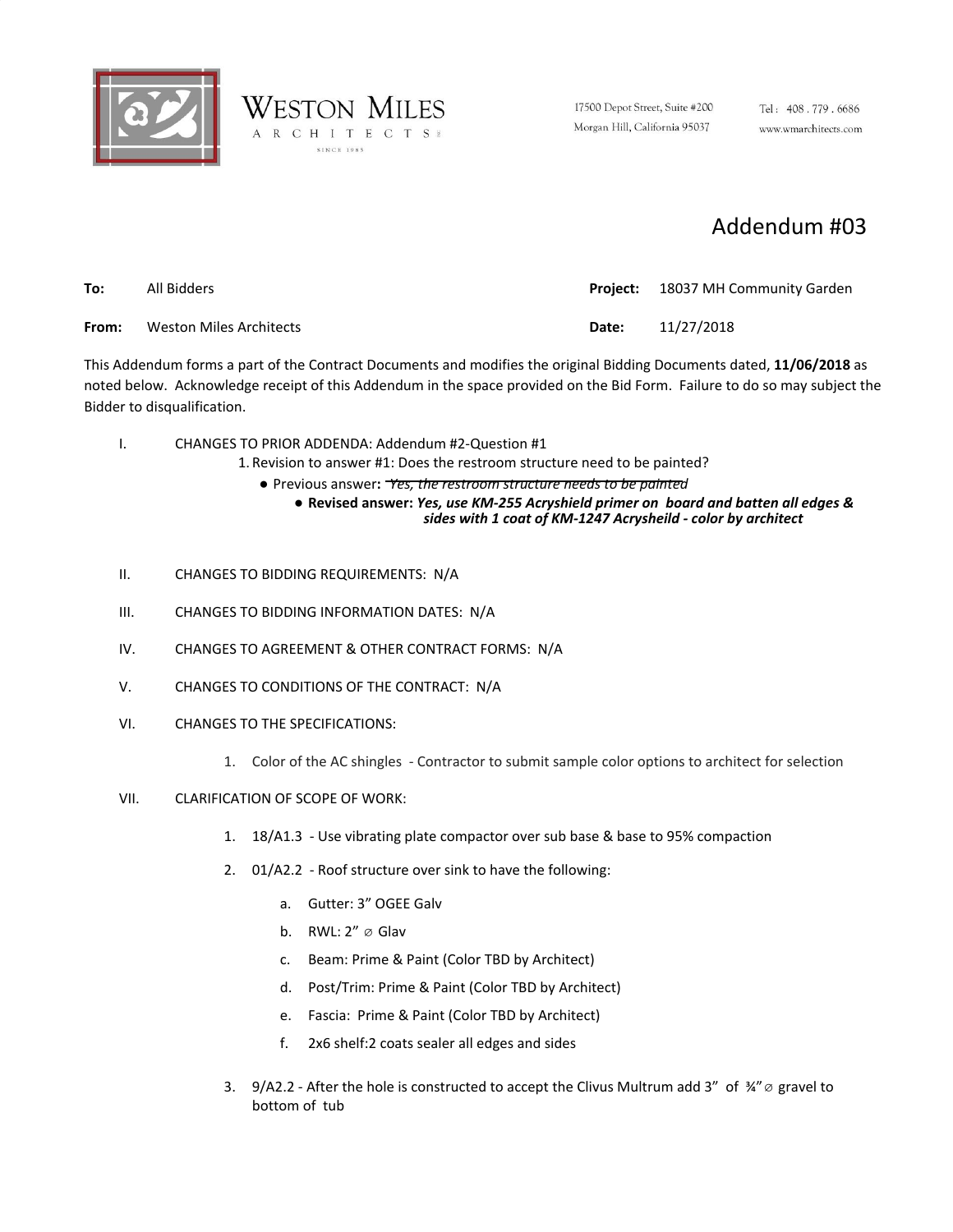WESTON MILES
ARCHITECTS
SINCE 1985

17500 Depot Street, Suite #200
Morgan Hill, California 95037

Tel: 408 . 779 . 6686
www.wmarchitects.com

# Addendum #03

**To:** All Bidders **Project:** 18037 MH Community Garden

**From:** Weston Miles Architects **Date:** 11/27/2018

This Addendum forms a part of the Contract Documents and modifies the original Bidding Documents dated, **11/06/2018** as noted below. Acknowledge receipt of this Addendum in the space provided on the Bid Form. Failure to do so may subject the Bidder to disqualification.

I. CHANGES TO PRIOR ADDENDA: Addendum #2-Question #1

1. Revision to answer #1: Does the restroom structure need to be painted?
   - Previous answer: ~~*Yes, the restroom structure needs to be painted*~~
     - **Revised answer:** ***Yes, use KM-255 Acryshield primer on board and batten all edges & sides with 1 coat of KM-1247 Acrysheild - color by architect***

II. CHANGES TO BIDDING REQUIREMENTS: N/A

III. CHANGES TO BIDDING INFORMATION DATES: N/A

IV. CHANGES TO AGREEMENT & OTHER CONTRACT FORMS: N/A

V. CHANGES TO CONDITIONS OF THE CONTRACT: N/A

VI. CHANGES TO THE SPECIFICATIONS:

1. Color of the AC shingles - Contractor to submit sample color options to architect for selection

VII. CLARIFICATION OF SCOPE OF WORK:

1. 18/A1.3 - Use vibrating plate compactor over sub base & base to 95% compaction
2. 01/A2.2 - Roof structure over sink to have the following:
   a. Gutter: 3" OGEE Galv
   b. RWL: 2" ⌀ Glav
   c. Beam: Prime & Paint (Color TBD by Architect)
   d. Post/Trim: Prime & Paint (Color TBD by Architect)
   e. Fascia: Prime & Paint (Color TBD by Architect)
   f. 2x6 shelf:2 coats sealer all edges and sides
3. 9/A2.2 - After the hole is constructed to accept the Clivus Multrum add 3" of ¾"⌀ gravel to bottom of tub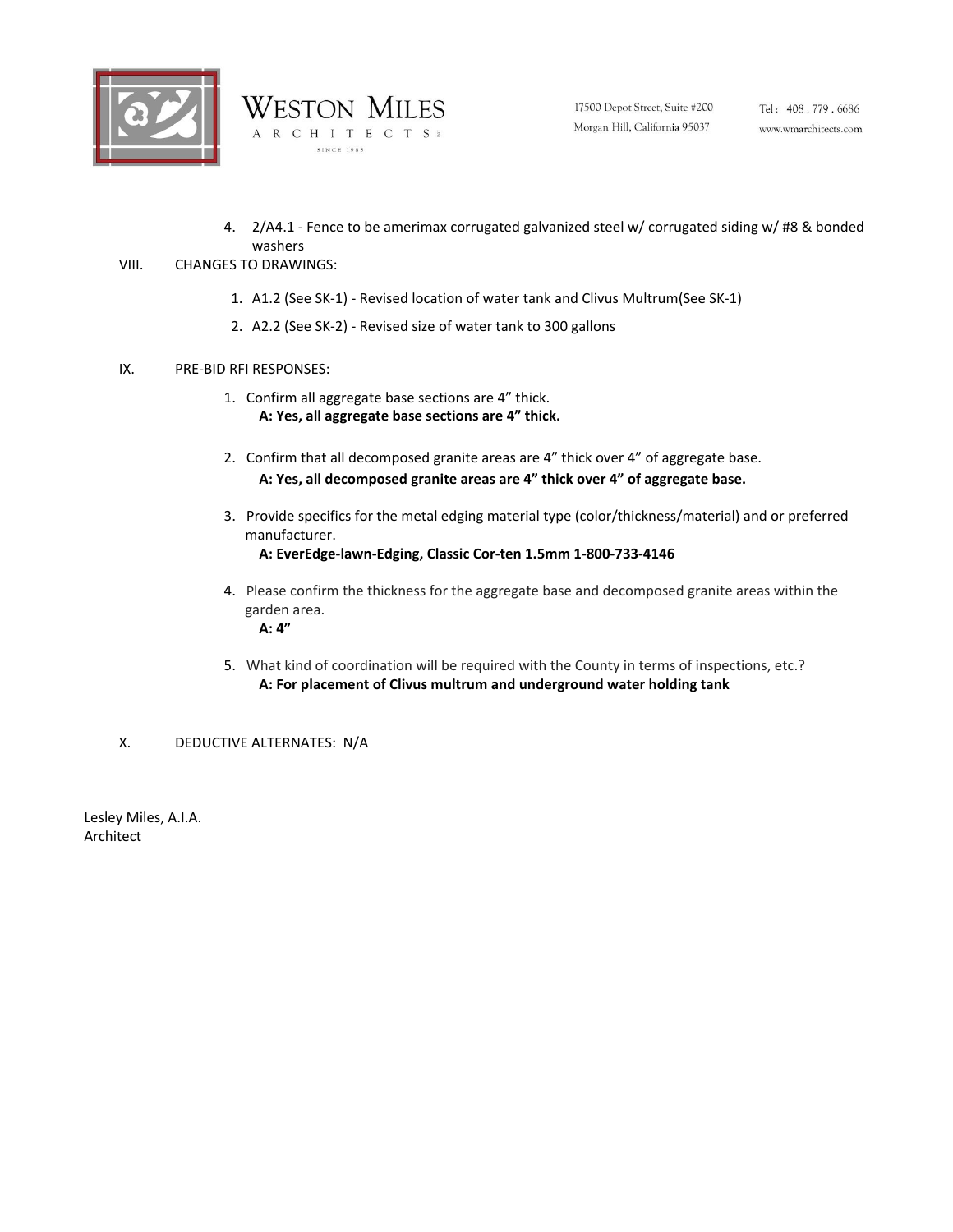4. 2/A4.1 - Fence to be amerimax corrugated galvanized steel w/ corrugated siding w/ #8 & bonded washers

VIII. CHANGES TO DRAWINGS:

1. A1.2 (See SK-1) - Revised location of water tank and Clivus Multrum(See SK-1)
2. A2.2 (See SK-2) - Revised size of water tank to 300 gallons

IX. PRE-BID RFI RESPONSES:

1. Confirm all aggregate base sections are 4" thick.
   **A: Yes, all aggregate base sections are 4" thick.**

2. Confirm that all decomposed granite areas are 4" thick over 4" of aggregate base.
   **A: Yes, all decomposed granite areas are 4" thick over 4" of aggregate base.**

3. Provide specifics for the metal edging material type (color/thickness/material) and or preferred manufacturer.
   **A: EverEdge-lawn-Edging, Classic Cor-ten 1.5mm 1-800-733-4146**

4. Please confirm the thickness for the aggregate base and decomposed granite areas within the garden area.
   **A: 4"**

5. What kind of coordination will be required with the County in terms of inspections, etc.?
   **A: For placement of Clivus multrum and underground water holding tank**

X. DEDUCTIVE ALTERNATES: N/A

Lesley Miles, A.I.A.
Architect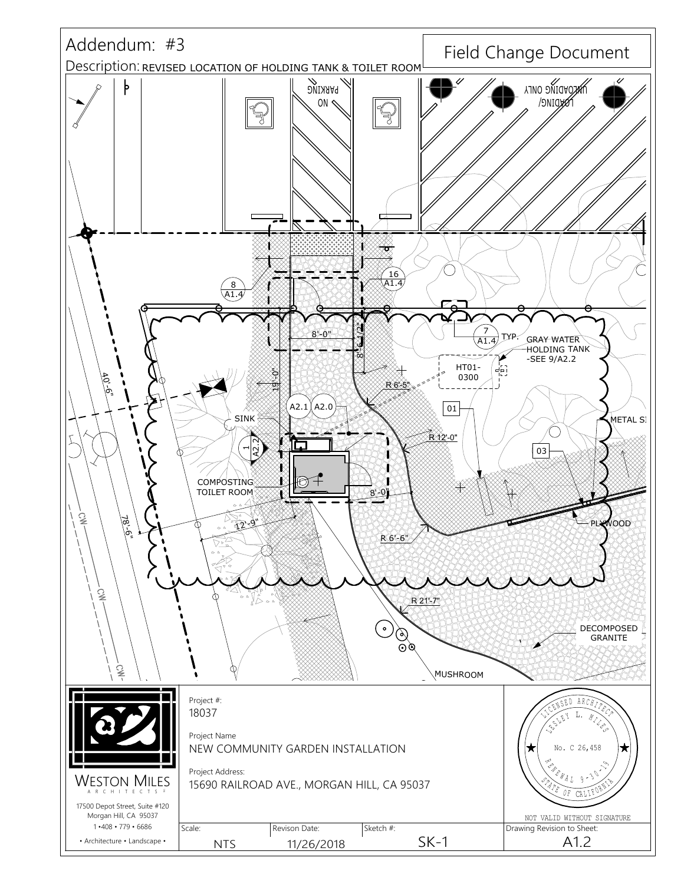# Addendum: #3

**Field Change Document**

Description: REVISED LOCATION OF HOLDING TANK & TOILET ROOM

NO PARKING

LOADING/ UNLOADING ONLY

8 / A1.4

16 / A1.4

8'-0"

8'-6 1/2"

19'-0"

7 / A1.4 TYP.

GRAY WATER HOLDING TANK -SEE 9/A2.2

HT01-0300

R 6'-5"

40'-6"

A2.1 A2.0

01

METAL S

SINK

1 / A2.2

R 12'-0"

03

COMPOSTING TOILET ROOM

8'-0"

78'-6"

12'-9"

PLYWOOD

R 6'-6"

CW

CW

CW

R 21'-7"

DECOMPOSED GRANITE

MUSHROOM

WESTON MILES ARCHITECTS

17500 Depot Street, Suite #120
Morgan Hill, CA 95037
1 •408 • 779 • 6686
• Architecture • Landscape •

Project #: 18037

Project Name: NEW COMMUNITY GARDEN INSTALLATION

Project Address: 15690 RAILROAD AVE., MORGAN HILL, CA 95037

LICENSED ARCHITECT
LESLEY L. MILES
No. C 26,458
RENEWAL 9-30-19
STATE OF CALIFORNIA

NOT VALID WITHOUT SIGNATURE

| Scale: | Revison Date: | Sketch #: | Drawing Revision to Sheet: |
| --- | --- | --- | --- |
| NTS | 11/26/2018 | SK-1 | A1.2 |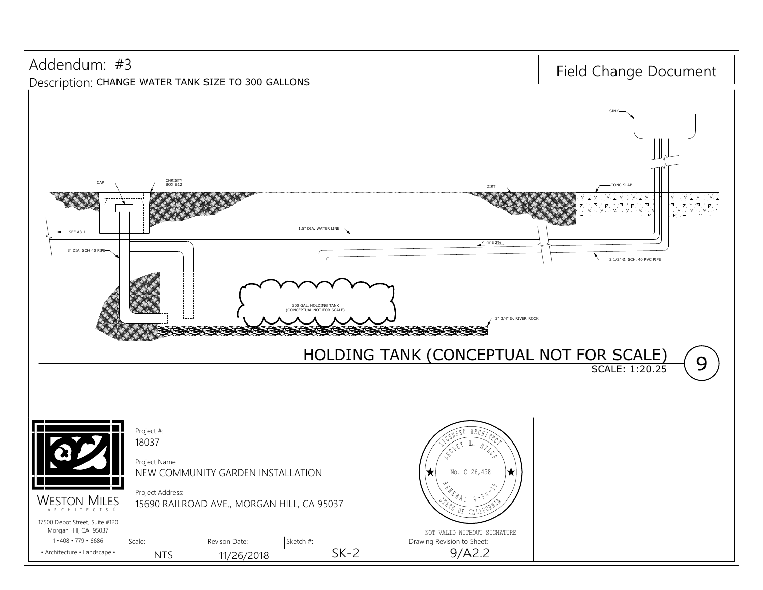# Addendum: #3

Description: CHANGE WATER TANK SIZE TO 300 GALLONS

## Field Change Document

SINK

CAP

CHRISTY BOX B12

DIRT

CONC.SLAB

SEE A3.1

1.5" DIA. WATER LINE

SLOPE 2%

3" DIA. SCH 40 PIPE

2 1/2" Ø. SCH. 40 PVC PIPE

300 GAL. HOLDING TANK (CONCEPTUAL NOT FOR SCALE)

3" 3/4" Ø. RIVER ROCK

## HOLDING TANK (CONCEPTUAL NOT FOR SCALE)

SCALE: 1:20.25

9

WESTON MILES ARCHITECTS

17500 Depot Street, Suite #120
Morgan Hill, CA 95037
1 •408 • 779 • 6686
• Architecture • Landscape •

Project #: 18037

Project Name: NEW COMMUNITY GARDEN INSTALLATION

Project Address: 15690 RAILROAD AVE., MORGAN HILL, CA 95037

LICENSED ARCHITECT
LESLEY L. MILES
No. C 26,458
RENEWAL 9-30-19
STATE OF CALIFORNIA

NOT VALID WITHOUT SIGNATURE

| Scale: | Revison Date: | Sketch #: | Drawing Revision to Sheet: |
|---|---|---|---|
| NTS | 11/26/2018 | SK-2 | 9/A2.2 |